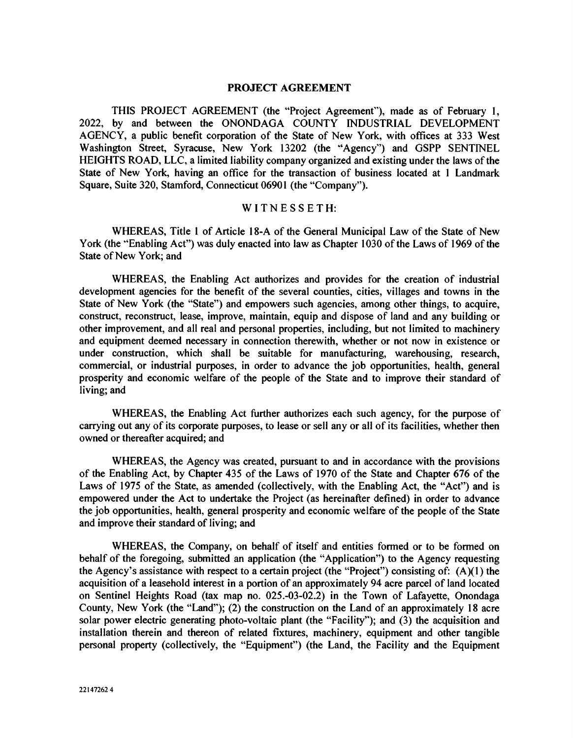# PROJECT AGREEMENT

THIS PROJECT AGREEMENT (the "Project Agreement"), made as of February 1, 2022, by and between the ONONDAGA COUNTY INDUSTRIAL DEVELOPMENT AGENCY, a public benefit corporation of the State of New York, with offices at 333 West Washington Street, Syracuse, New York 13202 (the "Agency") and GSPP SENTINEL HEIGHTS ROAD, LLC, a limited liability company organized and existing under the laws of the State of New York, having an office for the transaction of business located at 1 Landmark Square, Suite 320, Stamford, Connecticut 06901 (the "Company").

WITNESSETH:

WHEREAS, Title 1 of Article 18-A of the General Municipal Law of the State of New York (the "Enabling Act") was duly enacted into law as Chapter 1030 of the Laws of 1969 of the State of New York; and

WHEREAS, the Enabling Act authorizes and provides for the creation of industrial development agencies for the benefit of the several counties, cities, villages and towns in the State of New York (the "State") and empowers such agencies, among other things, to acquire, construct, reconstruct, lease, improve, maintain, equip and dispose of land and any building or other improvement, and all real and personal properties, including, but not limited to machinery and equipment deemed necessary in connection therewith, whether or not now in existence or under construction, which shall be suitable for manufacturing, warehousing, research, commercial, or industrial purposes, in order to advance the job opportunities, health, general prosperity and economic welfare of the people of the State and to improve their standard of living; and

WHEREAS, the Enabling Act further authorizes each such agency, for the purpose of carrying out any of its corporate purposes, to lease or sell any or all of its facilities, whether then owned or thereafter acquired; and

WHEREAS, the Agency was created, pursuant to and in accordance with the provisions of the Enabling Act, by Chapter 435 of the Laws of 1970 of the State and Chapter 676 of the Laws of 1975 of the State, as amended (collectively, with the Enabling Act, the "Act") and is empowered under the Act to undertake the Project (as hereinafter defined) in order to advance the job opportunities, health, general prosperity and economic welfare of the people of the State and improve their standard of living; and

WHEREAS, the Company, on behalf of itself and entities formed or to be formed on behalf of the foregoing, submitted an application (the "Application") to the Agency requesting the Agency's assistance with respect to a certain project (the "Project") consisting of: (A)(1) the acquisition of a leasehold interest in a portion of an approximately 94 acre parcel of land located on Sentinel Heights Road (tax map no. 025.-03-02.2) in the Town of Lafayette, Onondaga County, New York (the "Land"); (2) the construction on the Land of an approximately 18 acre solar power electric generating photo-voltaic plant (the "Facility"); and (3) the acquisition and installation therein and thereon of related fixtures, machinery, equipment and other tangible personal property (collectively, the "Equipment") (the Land, the Facility and the Equipment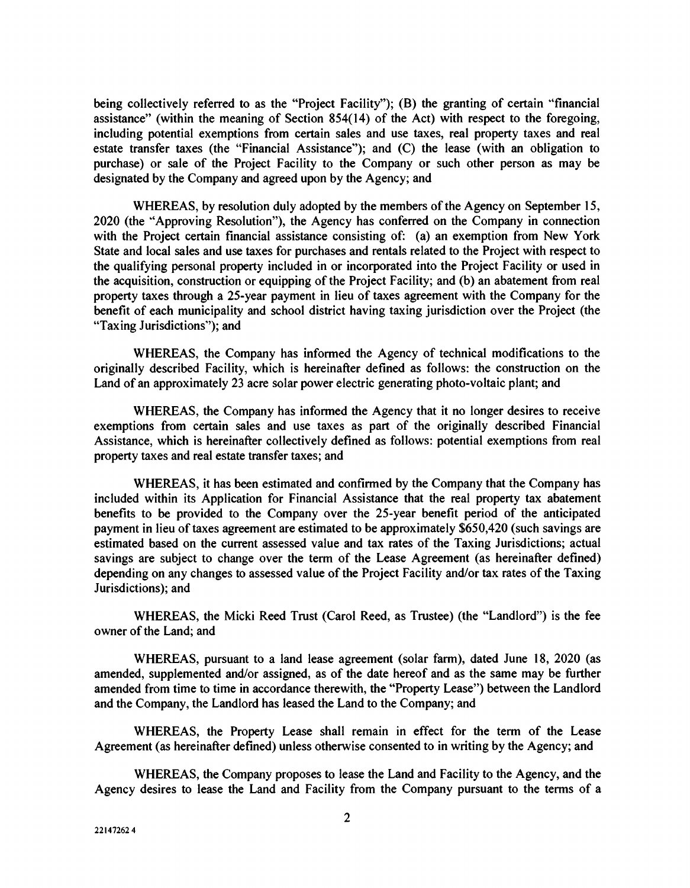being collectively referred to as the "Project Facility"); (B) the granting of certain "financial assistance" (within the meaning of Section 854(14) of the Act) with respect to the foregoing, including potential exemptions from certain sales and use taxes, real property taxes and real estate transfer taxes (the "Financial Assistance"); and (C) the lease (with an obligation to purchase) or sale of the Project Facility to the Company or such other person as may be designated by the Company and agreed upon by the Agency; and

WHEREAS, by resolution duly adopted by the members of the Agency on September 15, 2020 (the "Approving Resolution"), the Agency has conferred on the Company in connection with the Project certain financial assistance consisting of: (a) an exemption from New York State and local sales and use taxes for purchases and rentals related to the Project with respect to the qualifying personal property included in or incorporated into the Project Facility or used in the acquisition, construction or equipping of the Project Facility; and (b) an abatement from real property taxes through a 25-year payment in lieu of taxes agreement with the Company for the benefit of each municipality and school district having taxing jurisdiction over the Project (the "Taxing Jurisdictions"); and

WHEREAS, the Company has informed the Agency of technical modifications to the originally described Facility, which is hereinafter defined as follows: the construction on the Land of an approximately 23 acre solar power electric generating photo-voltaic plant; and

WHEREAS, the Company has informed the Agency that it no longer desires to receive exemptions from certain sales and use taxes as part of the originally described Financial Assistance, which is hereinafter collectively defined as follows: potential exemptions from real property taxes and real estate transfer taxes; and

WHEREAS, it has been estimated and confirmed by the Company that the Company has included within its Application for Financial Assistance that the real property tax abatement benefits to be provided to the Company over the 25-year benefit period of the anticipated payment in lieu of taxes agreement are estimated to be approximately $650,420 (such savings are estimated based on the current assessed value and tax rates of the Taxing Jurisdictions; actual savings are subject to change over the term of the Lease Agreement (as hereinafter defined) depending on any changes to assessed value of the Project Facility and/or tax rates of the Taxing Jurisdictions); and

WHEREAS, the Micki Reed Trust (Carol Reed, as Trustee) (the "Landlord") is the fee owner of the Land; and

WHEREAS, pursuant to a land lease agreement (solar farm), dated June 18, 2020 (as amended, supplemented and/or assigned, as of the date hereof and as the same may be further amended from time to time in accordance therewith, the "Property Lease") between the Landlord and the Company, the Landlord has leased the Land to the Company; and

WHEREAS, the Property Lease shall remain in effect for the term of the Lease Agreement (as hereinafter defined) unless otherwise consented to in writing by the Agency; and

WHEREAS, the Company proposes to lease the Land and Facility to the Agency, and the Agency desires to lease the Land and Facility from the Company pursuant to the terms of a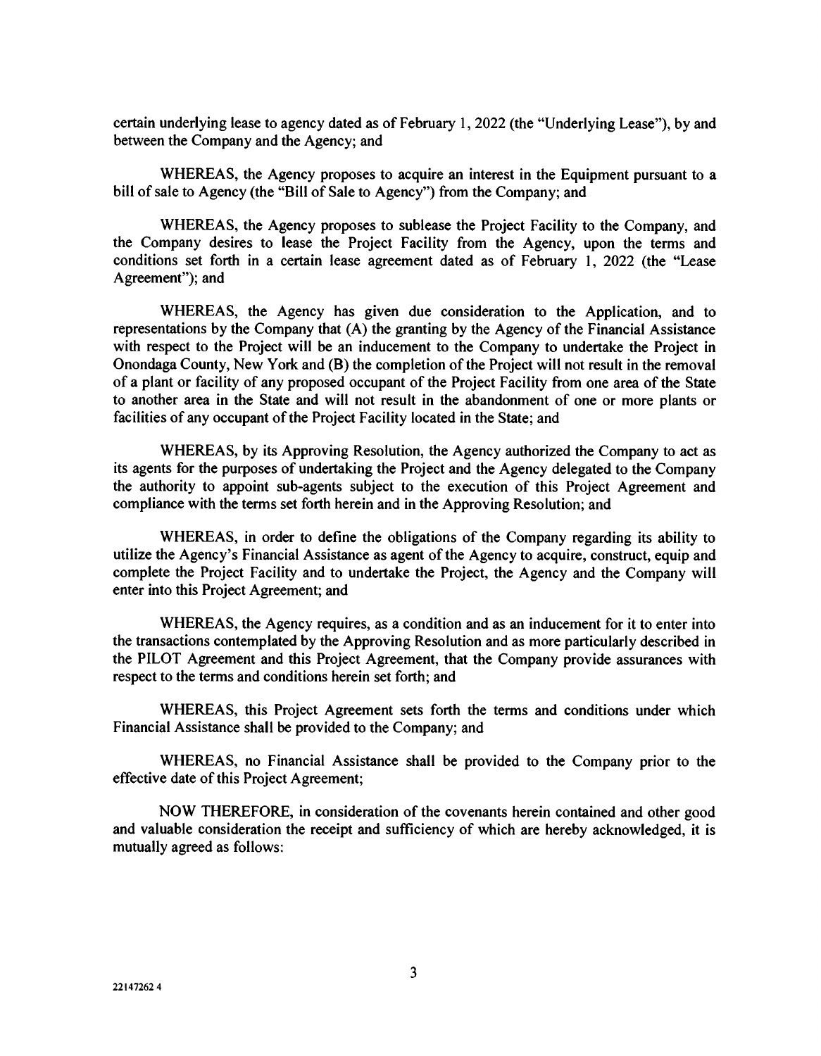certain underlying lease to agency dated as of February 1, 2022 (the "Underlying Lease"), by and between the Company and the Agency; and

WHEREAS, the Agency proposes to acquire an interest in the Equipment pursuant to a bill of sale to Agency (the "Bill of Sale to Agency") from the Company; and

WHEREAS, the Agency proposes to sublease the Project Facility to the Company, and the Company desires to lease the Project Facility from the Agency, upon the terms and conditions set forth in a certain lease agreement dated as of February 1, 2022 (the "Lease Agreement"); and

WHEREAS, the Agency has given due consideration to the Application, and to representations by the Company that (A) the granting by the Agency of the Financial Assistance with respect to the Project will be an inducement to the Company to undertake the Project in Onondaga County, New York and (B) the completion of the Project will not result in the removal of a plant or facility of any proposed occupant of the Project Facility from one area of the State to another area in the State and will not result in the abandonment of one or more plants or facilities of any occupant of the Project Facility located in the State; and

WHEREAS, by its Approving Resolution, the Agency authorized the Company to act as its agents for the purposes of undertaking the Project and the Agency delegated to the Company the authority to appoint sub-agents subject to the execution of this Project Agreement and compliance with the terms set forth herein and in the Approving Resolution; and

WHEREAS, in order to define the obligations of the Company regarding its ability to utilize the Agency's Financial Assistance as agent of the Agency to acquire, construct, equip and complete the Project Facility and to undertake the Project, the Agency and the Company will enter into this Project Agreement; and

WHEREAS, the Agency requires, as a condition and as an inducement for it to enter into the transactions contemplated by the Approving Resolution and as more particularly described in the PILOT Agreement and this Project Agreement, that the Company provide assurances with respect to the terms and conditions herein set forth; and

WHEREAS, this Project Agreement sets forth the terms and conditions under which Financial Assistance shall be provided to the Company; and

WHEREAS, no Financial Assistance shall be provided to the Company prior to the effective date of this Project Agreement;

NOW THEREFORE, in consideration of the covenants herein contained and other good and valuable consideration the receipt and sufficiency of which are hereby acknowledged, it is mutually agreed as follows: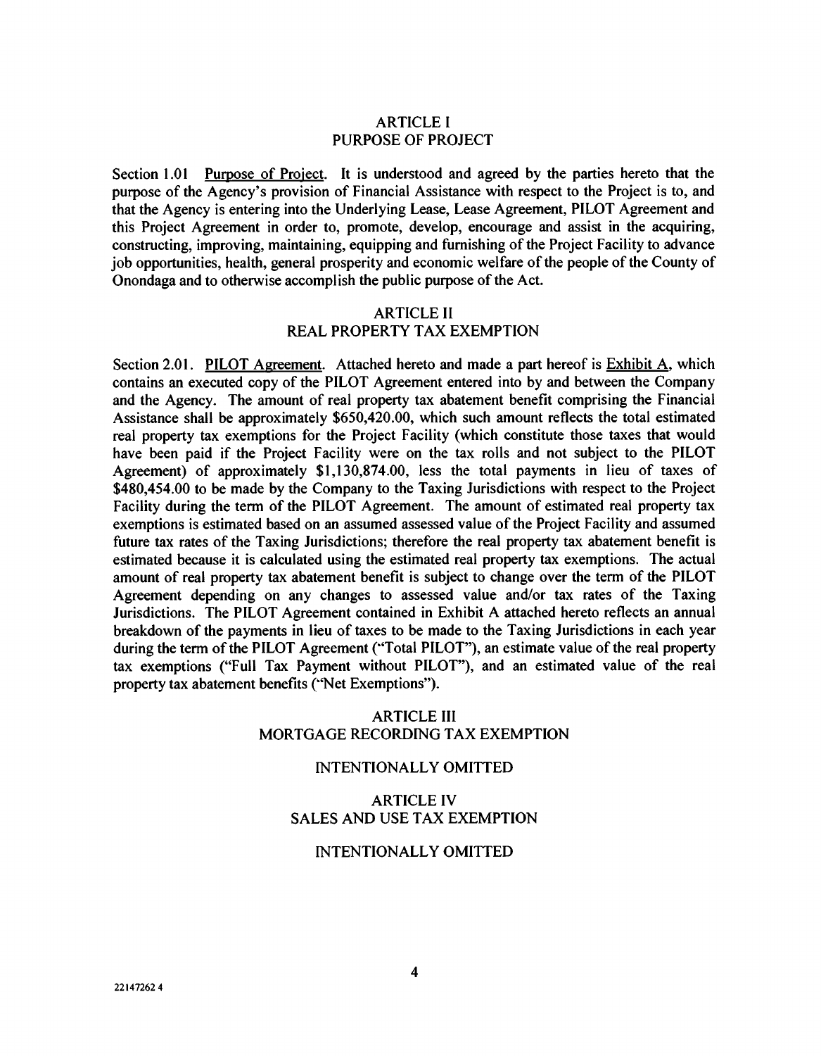## ARTICLE I
## PURPOSE OF PROJECT

Section 1.01 Purpose of Project. It is understood and agreed by the parties hereto that the purpose of the Agency's provision of Financial Assistance with respect to the Project is to, and that the Agency is entering into the Underlying Lease, Lease Agreement, PILOT Agreement and this Project Agreement in order to, promote, develop, encourage and assist in the acquiring, constructing, improving, maintaining, equipping and furnishing of the Project Facility to advance job opportunities, health, general prosperity and economic welfare of the people of the County of Onondaga and to otherwise accomplish the public purpose of the Act.

## ARTICLE II
## REAL PROPERTY TAX EXEMPTION

Section 2.01. PILOT Agreement. Attached hereto and made a part hereof is Exhibit A, which contains an executed copy of the PILOT Agreement entered into by and between the Company and the Agency. The amount of real property tax abatement benefit comprising the Financial Assistance shall be approximately $650,420.00, which such amount reflects the total estimated real property tax exemptions for the Project Facility (which constitute those taxes that would have been paid if the Project Facility were on the tax rolls and not subject to the PILOT Agreement) of approximately $1,130,874.00, less the total payments in lieu of taxes of $480,454.00 to be made by the Company to the Taxing Jurisdictions with respect to the Project Facility during the term of the PILOT Agreement. The amount of estimated real property tax exemptions is estimated based on an assumed assessed value of the Project Facility and assumed future tax rates of the Taxing Jurisdictions; therefore the real property tax abatement benefit is estimated because it is calculated using the estimated real property tax exemptions. The actual amount of real property tax abatement benefit is subject to change over the term of the PILOT Agreement depending on any changes to assessed value and/or tax rates of the Taxing Jurisdictions. The PILOT Agreement contained in Exhibit A attached hereto reflects an annual breakdown of the payments in lieu of taxes to be made to the Taxing Jurisdictions in each year during the term of the PILOT Agreement ("Total PILOT"), an estimate value of the real property tax exemptions ("Full Tax Payment without PILOT"), and an estimated value of the real property tax abatement benefits ("Net Exemptions").

## ARTICLE III
## MORTGAGE RECORDING TAX EXEMPTION

INTENTIONALLY OMITTED

## ARTICLE IV
## SALES AND USE TAX EXEMPTION

INTENTIONALLY OMITTED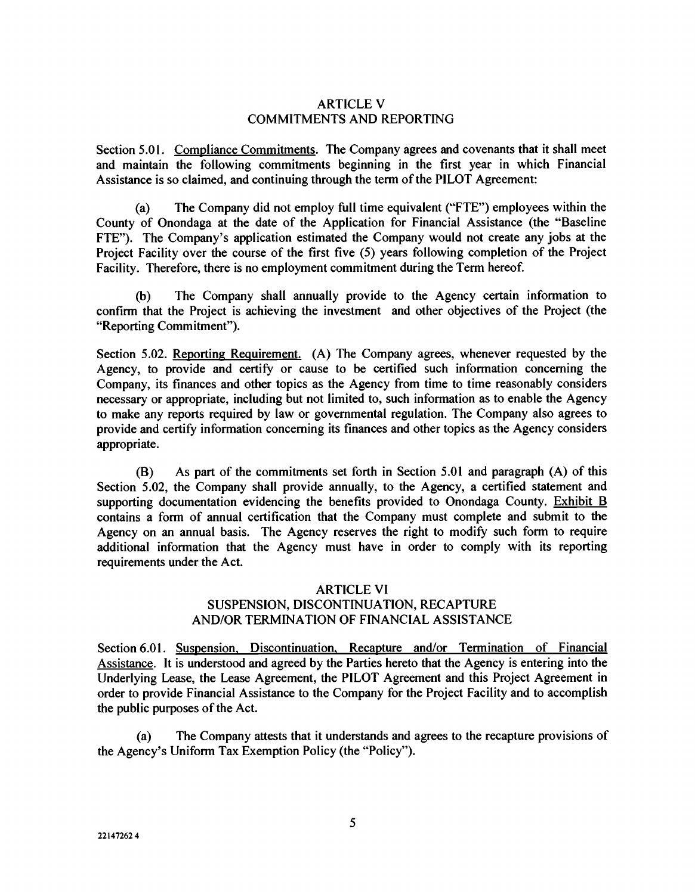# ARTICLE V
## COMMITMENTS AND REPORTING

Section 5.01. Compliance Commitments. The Company agrees and covenants that it shall meet and maintain the following commitments beginning in the first year in which Financial Assistance is so claimed, and continuing through the term of the PILOT Agreement:

(a) The Company did not employ full time equivalent ("FTE") employees within the County of Onondaga at the date of the Application for Financial Assistance (the "Baseline FTE"). The Company's application estimated the Company would not create any jobs at the Project Facility over the course of the first five (5) years following completion of the Project Facility. Therefore, there is no employment commitment during the Term hereof.

(b) The Company shall annually provide to the Agency certain information to confirm that the Project is achieving the investment and other objectives of the Project (the "Reporting Commitment").

Section 5.02. Reporting Requirement. (A) The Company agrees, whenever requested by the Agency, to provide and certify or cause to be certified such information concerning the Company, its finances and other topics as the Agency from time to time reasonably considers necessary or appropriate, including but not limited to, such information as to enable the Agency to make any reports required by law or governmental regulation. The Company also agrees to provide and certify information concerning its finances and other topics as the Agency considers appropriate.

(B) As part of the commitments set forth in Section 5.01 and paragraph (A) of this Section 5.02, the Company shall provide annually, to the Agency, a certified statement and supporting documentation evidencing the benefits provided to Onondaga County. Exhibit B contains a form of annual certification that the Company must complete and submit to the Agency on an annual basis. The Agency reserves the right to modify such form to require additional information that the Agency must have in order to comply with its reporting requirements under the Act.

# ARTICLE VI
## SUSPENSION, DISCONTINUATION, RECAPTURE AND/OR TERMINATION OF FINANCIAL ASSISTANCE

Section 6.01. Suspension, Discontinuation, Recapture and/or Termination of Financial Assistance. It is understood and agreed by the Parties hereto that the Agency is entering into the Underlying Lease, the Lease Agreement, the PILOT Agreement and this Project Agreement in order to provide Financial Assistance to the Company for the Project Facility and to accomplish the public purposes of the Act.

(a) The Company attests that it understands and agrees to the recapture provisions of the Agency's Uniform Tax Exemption Policy (the "Policy").

22147262 4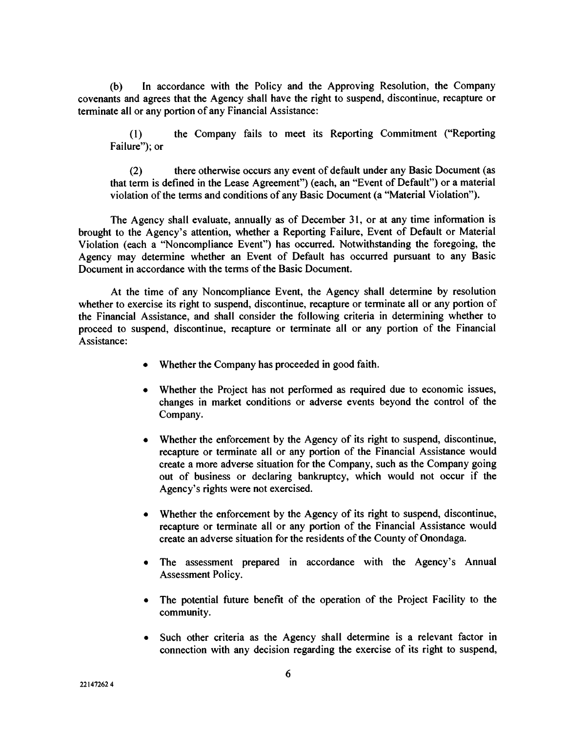(b) In accordance with the Policy and the Approving Resolution, the Company covenants and agrees that the Agency shall have the right to suspend, discontinue, recapture or terminate all or any portion of any Financial Assistance:

(1) the Company fails to meet its Reporting Commitment ("Reporting Failure"); or

(2) there otherwise occurs any event of default under any Basic Document (as that term is defined in the Lease Agreement") (each, an "Event of Default") or a material violation of the terms and conditions of any Basic Document (a "Material Violation").

The Agency shall evaluate, annually as of December 31, or at any time information is brought to the Agency's attention, whether a Reporting Failure, Event of Default or Material Violation (each a "Noncompliance Event") has occurred. Notwithstanding the foregoing, the Agency may determine whether an Event of Default has occurred pursuant to any Basic Document in accordance with the terms of the Basic Document.

At the time of any Noncompliance Event, the Agency shall determine by resolution whether to exercise its right to suspend, discontinue, recapture or terminate all or any portion of the Financial Assistance, and shall consider the following criteria in determining whether to proceed to suspend, discontinue, recapture or terminate all or any portion of the Financial Assistance:

- Whether the Company has proceeded in good faith.
- Whether the Project has not performed as required due to economic issues, changes in market conditions or adverse events beyond the control of the Company.
- Whether the enforcement by the Agency of its right to suspend, discontinue, recapture or terminate all or any portion of the Financial Assistance would create a more adverse situation for the Company, such as the Company going out of business or declaring bankruptcy, which would not occur if the Agency's rights were not exercised.
- Whether the enforcement by the Agency of its right to suspend, discontinue, recapture or terminate all or any portion of the Financial Assistance would create an adverse situation for the residents of the County of Onondaga.
- The assessment prepared in accordance with the Agency's Annual Assessment Policy.
- The potential future benefit of the operation of the Project Facility to the community.
- Such other criteria as the Agency shall determine is a relevant factor in connection with any decision regarding the exercise of its right to suspend,

22147262 4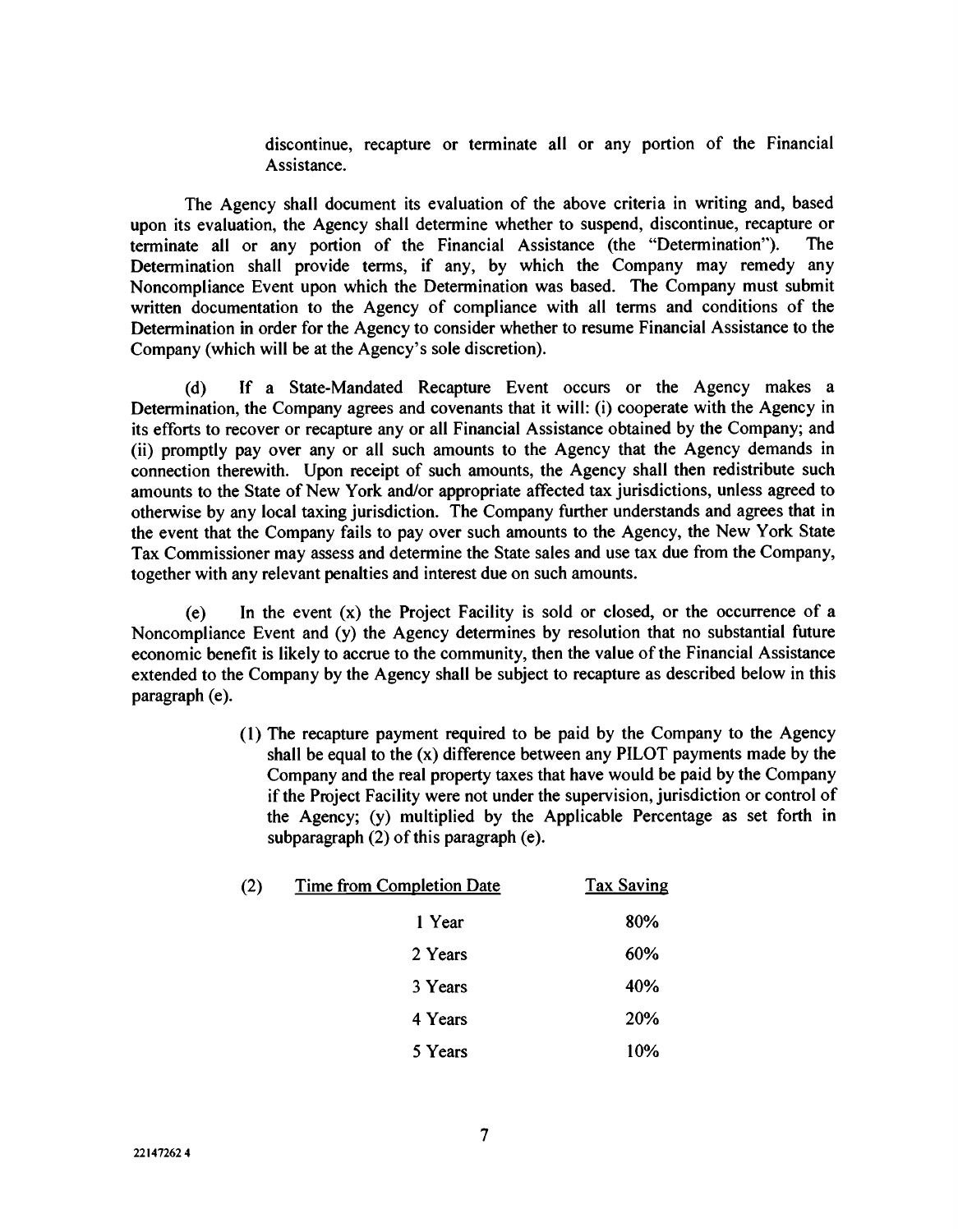discontinue, recapture or terminate all or any portion of the Financial Assistance.

The Agency shall document its evaluation of the above criteria in writing and, based upon its evaluation, the Agency shall determine whether to suspend, discontinue, recapture or terminate all or any portion of the Financial Assistance (the "Determination"). The Determination shall provide terms, if any, by which the Company may remedy any Noncompliance Event upon which the Determination was based. The Company must submit written documentation to the Agency of compliance with all terms and conditions of the Determination in order for the Agency to consider whether to resume Financial Assistance to the Company (which will be at the Agency's sole discretion).

(d) If a State-Mandated Recapture Event occurs or the Agency makes a Determination, the Company agrees and covenants that it will: (i) cooperate with the Agency in its efforts to recover or recapture any or all Financial Assistance obtained by the Company; and (ii) promptly pay over any or all such amounts to the Agency that the Agency demands in connection therewith. Upon receipt of such amounts, the Agency shall then redistribute such amounts to the State of New York and/or appropriate affected tax jurisdictions, unless agreed to otherwise by any local taxing jurisdiction. The Company further understands and agrees that in the event that the Company fails to pay over such amounts to the Agency, the New York State Tax Commissioner may assess and determine the State sales and use tax due from the Company, together with any relevant penalties and interest due on such amounts.

(e) In the event (x) the Project Facility is sold or closed, or the occurrence of a Noncompliance Event and (y) the Agency determines by resolution that no substantial future economic benefit is likely to accrue to the community, then the value of the Financial Assistance extended to the Company by the Agency shall be subject to recapture as described below in this paragraph (e).

(1) The recapture payment required to be paid by the Company to the Agency shall be equal to the (x) difference between any PILOT payments made by the Company and the real property taxes that have would be paid by the Company if the Project Facility were not under the supervision, jurisdiction or control of the Agency; (y) multiplied by the Applicable Percentage as set forth in subparagraph (2) of this paragraph (e).

(2)

| Time from Completion Date | Tax Saving |
|---|---|
| 1 Year | 80% |
| 2 Years | 60% |
| 3 Years | 40% |
| 4 Years | 20% |
| 5 Years | 10% |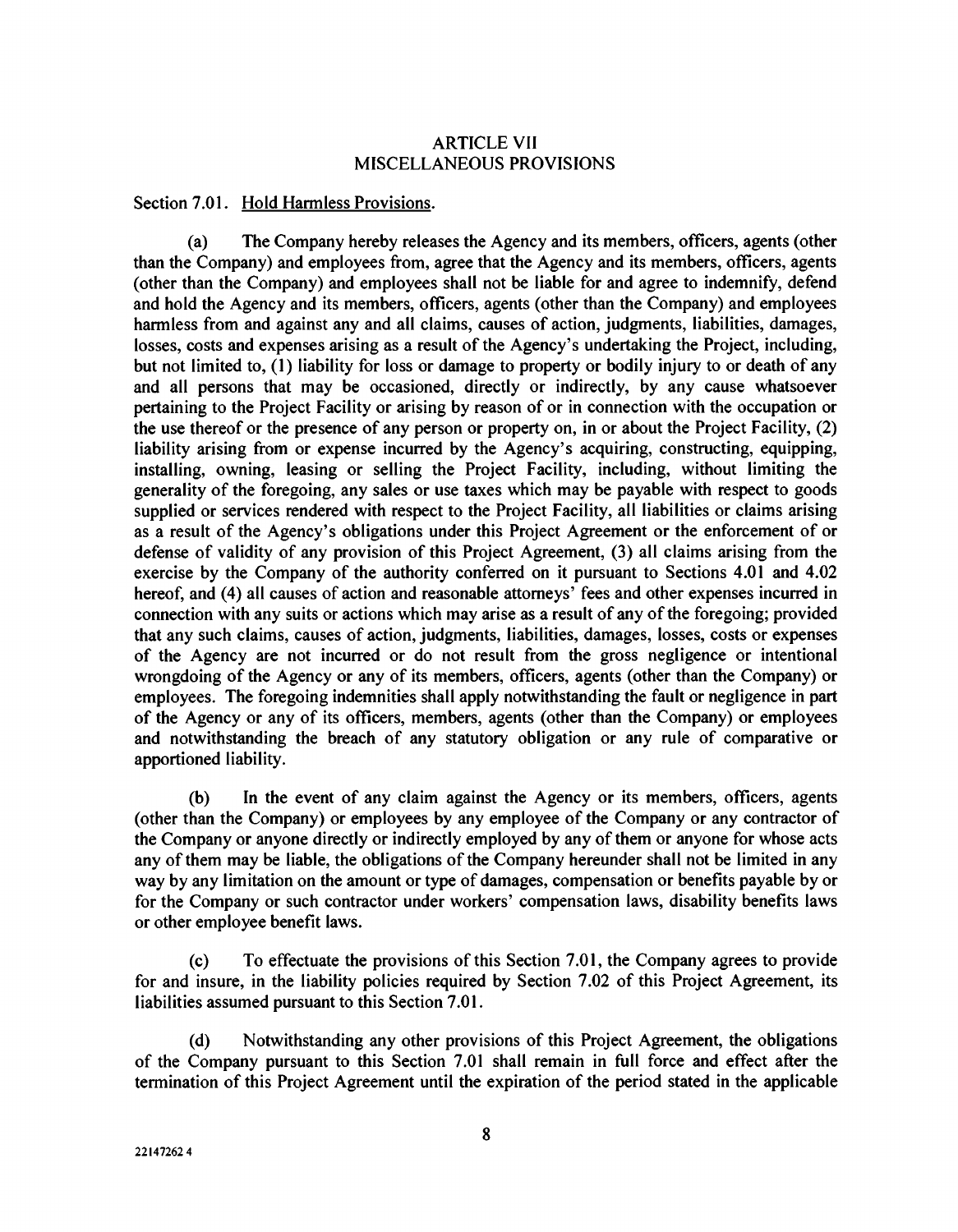## ARTICLE VII
## MISCELLANEOUS PROVISIONS

Section 7.01. Hold Harmless Provisions.

(a) The Company hereby releases the Agency and its members, officers, agents (other than the Company) and employees from, agree that the Agency and its members, officers, agents (other than the Company) and employees shall not be liable for and agree to indemnify, defend and hold the Agency and its members, officers, agents (other than the Company) and employees harmless from and against any and all claims, causes of action, judgments, liabilities, damages, losses, costs and expenses arising as a result of the Agency's undertaking the Project, including, but not limited to, (1) liability for loss or damage to property or bodily injury to or death of any and all persons that may be occasioned, directly or indirectly, by any cause whatsoever pertaining to the Project Facility or arising by reason of or in connection with the occupation or the use thereof or the presence of any person or property on, in or about the Project Facility, (2) liability arising from or expense incurred by the Agency's acquiring, constructing, equipping, installing, owning, leasing or selling the Project Facility, including, without limiting the generality of the foregoing, any sales or use taxes which may be payable with respect to goods supplied or services rendered with respect to the Project Facility, all liabilities or claims arising as a result of the Agency's obligations under this Project Agreement or the enforcement of or defense of validity of any provision of this Project Agreement, (3) all claims arising from the exercise by the Company of the authority conferred on it pursuant to Sections 4.01 and 4.02 hereof, and (4) all causes of action and reasonable attorneys' fees and other expenses incurred in connection with any suits or actions which may arise as a result of any of the foregoing; provided that any such claims, causes of action, judgments, liabilities, damages, losses, costs or expenses of the Agency are not incurred or do not result from the gross negligence or intentional wrongdoing of the Agency or any of its members, officers, agents (other than the Company) or employees. The foregoing indemnities shall apply notwithstanding the fault or negligence in part of the Agency or any of its officers, members, agents (other than the Company) or employees and notwithstanding the breach of any statutory obligation or any rule of comparative or apportioned liability.

(b) In the event of any claim against the Agency or its members, officers, agents (other than the Company) or employees by any employee of the Company or any contractor of the Company or anyone directly or indirectly employed by any of them or anyone for whose acts any of them may be liable, the obligations of the Company hereunder shall not be limited in any way by any limitation on the amount or type of damages, compensation or benefits payable by or for the Company or such contractor under workers' compensation laws, disability benefits laws or other employee benefit laws.

(c) To effectuate the provisions of this Section 7.01, the Company agrees to provide for and insure, in the liability policies required by Section 7.02 of this Project Agreement, its liabilities assumed pursuant to this Section 7.01.

(d) Notwithstanding any other provisions of this Project Agreement, the obligations of the Company pursuant to this Section 7.01 shall remain in full force and effect after the termination of this Project Agreement until the expiration of the period stated in the applicable

22147262 4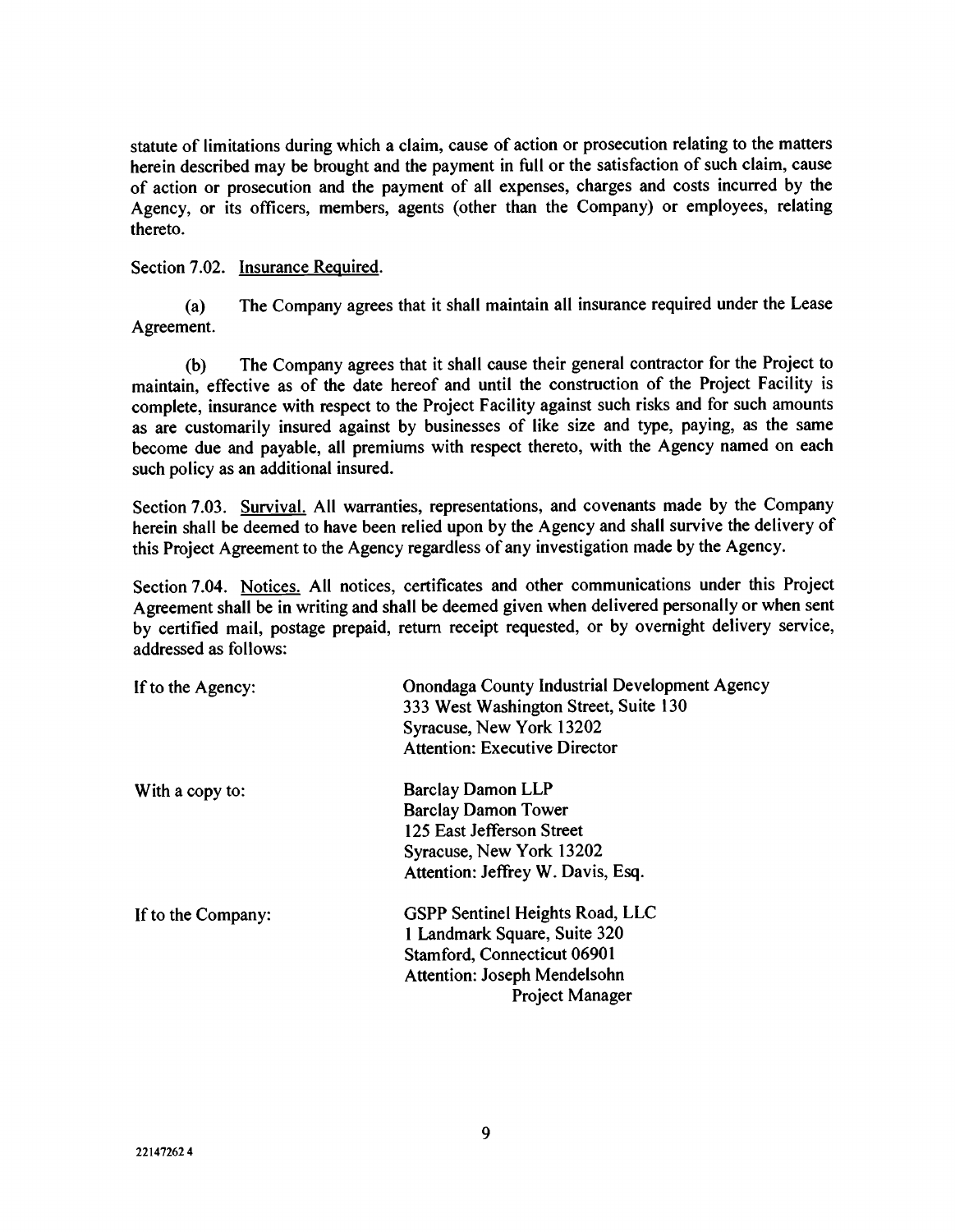statute of limitations during which a claim, cause of action or prosecution relating to the matters herein described may be brought and the payment in full or the satisfaction of such claim, cause of action or prosecution and the payment of all expenses, charges and costs incurred by the Agency, or its officers, members, agents (other than the Company) or employees, relating thereto.

Section 7.02. Insurance Required.

(a) The Company agrees that it shall maintain all insurance required under the Lease Agreement.

(b) The Company agrees that it shall cause their general contractor for the Project to maintain, effective as of the date hereof and until the construction of the Project Facility is complete, insurance with respect to the Project Facility against such risks and for such amounts as are customarily insured against by businesses of like size and type, paying, as the same become due and payable, all premiums with respect thereto, with the Agency named on each such policy as an additional insured.

Section 7.03. Survival. All warranties, representations, and covenants made by the Company herein shall be deemed to have been relied upon by the Agency and shall survive the delivery of this Project Agreement to the Agency regardless of any investigation made by the Agency.

Section 7.04. Notices. All notices, certificates and other communications under this Project Agreement shall be in writing and shall be deemed given when delivered personally or when sent by certified mail, postage prepaid, return receipt requested, or by overnight delivery service, addressed as follows:

If to the Agency:

Onondaga County Industrial Development Agency
333 West Washington Street, Suite 130
Syracuse, New York 13202
Attention: Executive Director

With a copy to:

Barclay Damon LLP
Barclay Damon Tower
125 East Jefferson Street
Syracuse, New York 13202
Attention: Jeffrey W. Davis, Esq.

If to the Company:

GSPP Sentinel Heights Road, LLC
1 Landmark Square, Suite 320
Stamford, Connecticut 06901
Attention: Joseph Mendelsohn
Project Manager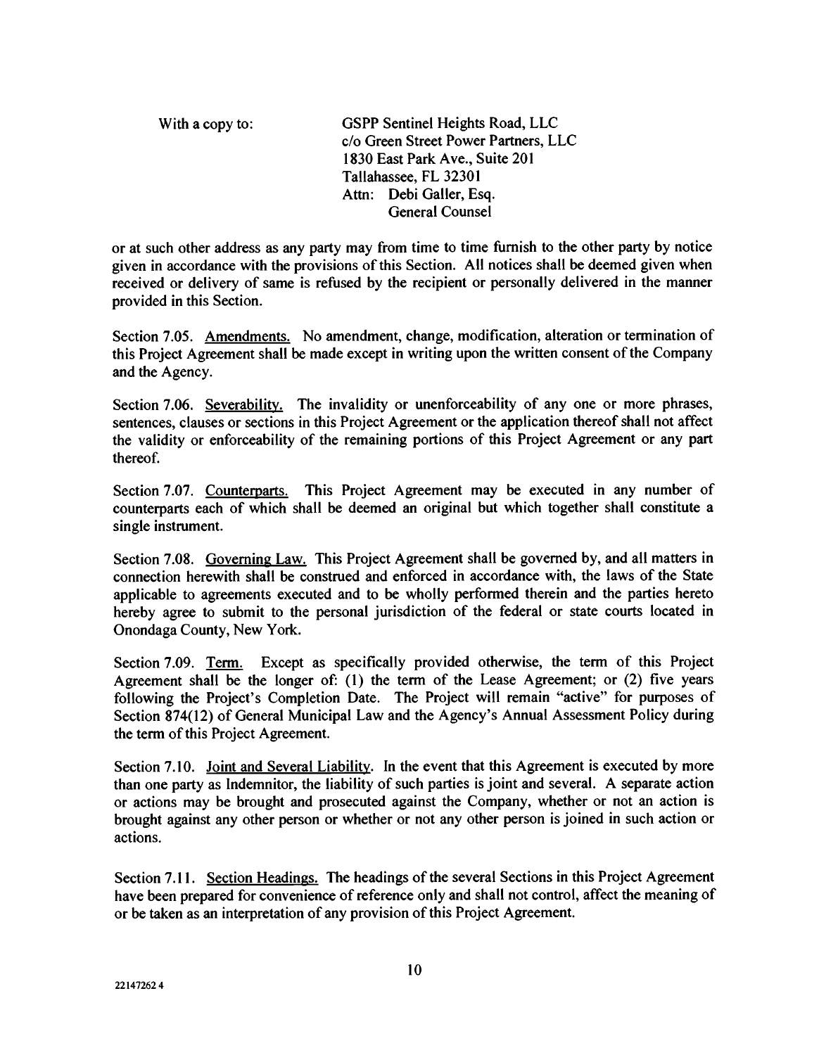With a copy to: GSPP Sentinel Heights Road, LLC
c/o Green Street Power Partners, LLC
1830 East Park Ave., Suite 201
Tallahassee, FL 32301
Attn: Debi Galler, Esq.
General Counsel

or at such other address as any party may from time to time furnish to the other party by notice given in accordance with the provisions of this Section. All notices shall be deemed given when received or delivery of same is refused by the recipient or personally delivered in the manner provided in this Section.

Section 7.05. Amendments. No amendment, change, modification, alteration or termination of this Project Agreement shall be made except in writing upon the written consent of the Company and the Agency.

Section 7.06. Severability. The invalidity or unenforceability of any one or more phrases, sentences, clauses or sections in this Project Agreement or the application thereof shall not affect the validity or enforceability of the remaining portions of this Project Agreement or any part thereof.

Section 7.07. Counterparts. This Project Agreement may be executed in any number of counterparts each of which shall be deemed an original but which together shall constitute a single instrument.

Section 7.08. Governing Law. This Project Agreement shall be governed by, and all matters in connection herewith shall be construed and enforced in accordance with, the laws of the State applicable to agreements executed and to be wholly performed therein and the parties hereto hereby agree to submit to the personal jurisdiction of the federal or state courts located in Onondaga County, New York.

Section 7.09. Term. Except as specifically provided otherwise, the term of this Project Agreement shall be the longer of: (1) the term of the Lease Agreement; or (2) five years following the Project's Completion Date. The Project will remain "active" for purposes of Section 874(12) of General Municipal Law and the Agency's Annual Assessment Policy during the term of this Project Agreement.

Section 7.10. Joint and Several Liability. In the event that this Agreement is executed by more than one party as Indemnitor, the liability of such parties is joint and several. A separate action or actions may be brought and prosecuted against the Company, whether or not an action is brought against any other person or whether or not any other person is joined in such action or actions.

Section 7.11. Section Headings. The headings of the several Sections in this Project Agreement have been prepared for convenience of reference only and shall not control, affect the meaning of or be taken as an interpretation of any provision of this Project Agreement.

22147262 4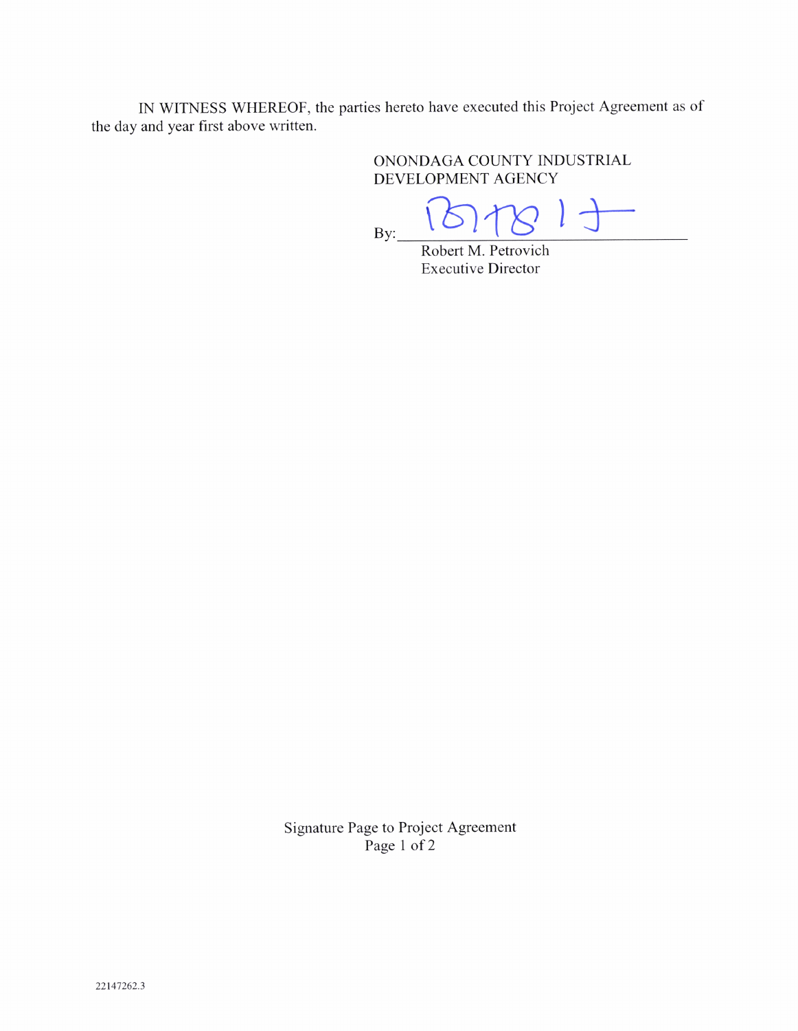IN WITNESS WHEREOF, the parties hereto have executed this Project Agreement as of the day and year first above written.

ONONDAGA COUNTY INDUSTRIAL DEVELOPMENT AGENCY

By: ______________________________
Robert M. Petrovich
Executive Director

Signature Page to Project Agreement
Page 1 of 2

22147262.3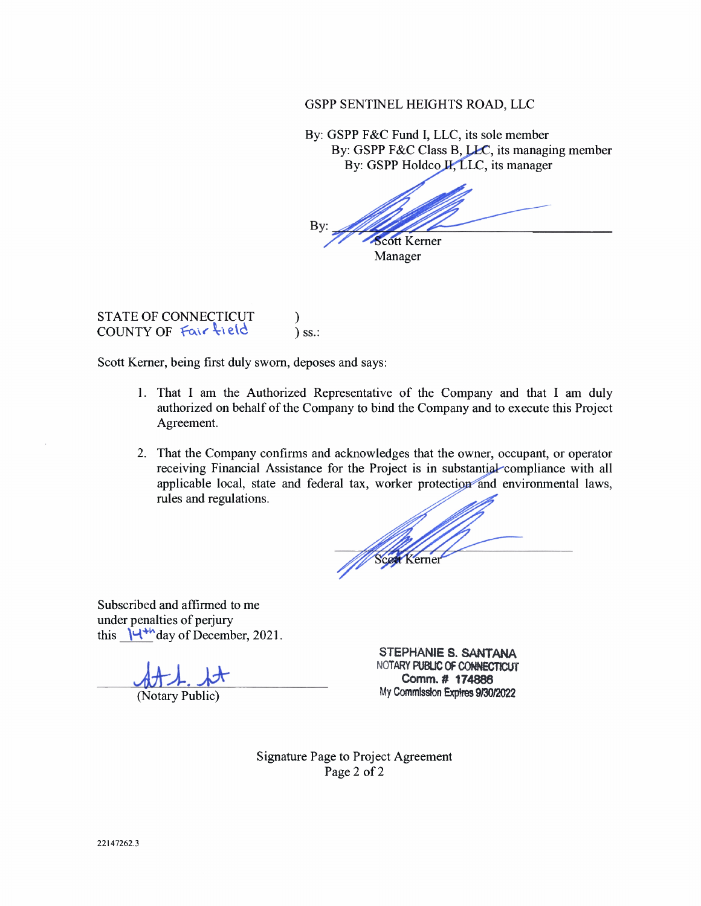GSPP SENTINEL HEIGHTS ROAD, LLC

By: GSPP F&C Fund I, LLC, its sole member
By: GSPP F&C Class B, LLC, its managing member
By: GSPP Holdco II, LLC, its manager

By: ______________________
Scott Kerner
Manager

STATE OF CONNECTICUT )
COUNTY OF Fairfield ) ss.:

Scott Kerner, being first duly sworn, deposes and says:

1. That I am the Authorized Representative of the Company and that I am duly authorized on behalf of the Company to bind the Company and to execute this Project Agreement.

2. That the Company confirms and acknowledges that the owner, occupant, or operator receiving Financial Assistance for the Project is in substantial compliance with all applicable local, state and federal tax, worker protection and environmental laws, rules and regulations.

______________________
Scott Kerner

Subscribed and affirmed to me
under penalties of perjury
this 14th day of December, 2021.

______________________
(Notary Public)

STEPHANIE S. SANTANA
NOTARY PUBLIC OF CONNECTICUT
Comm. # 174886
My Commission Expires 9/30/2022

Signature Page to Project Agreement

22147262.3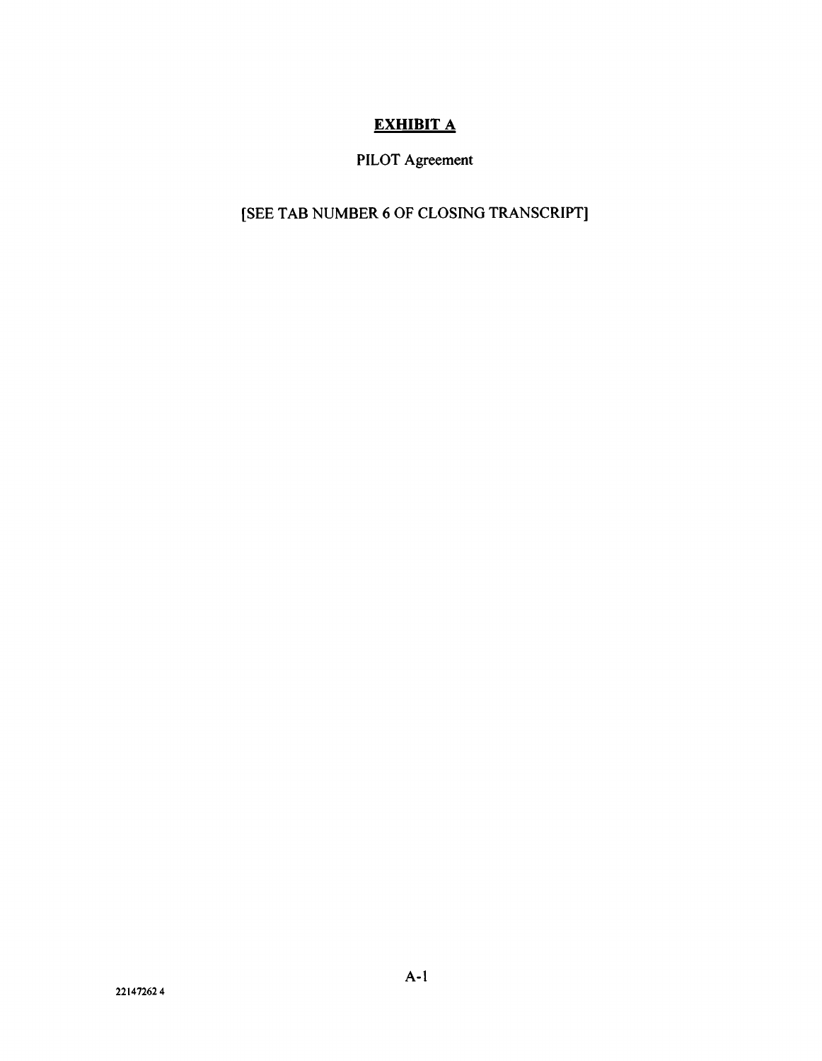# EXHIBIT A

PILOT Agreement

[SEE TAB NUMBER 6 OF CLOSING TRANSCRIPT]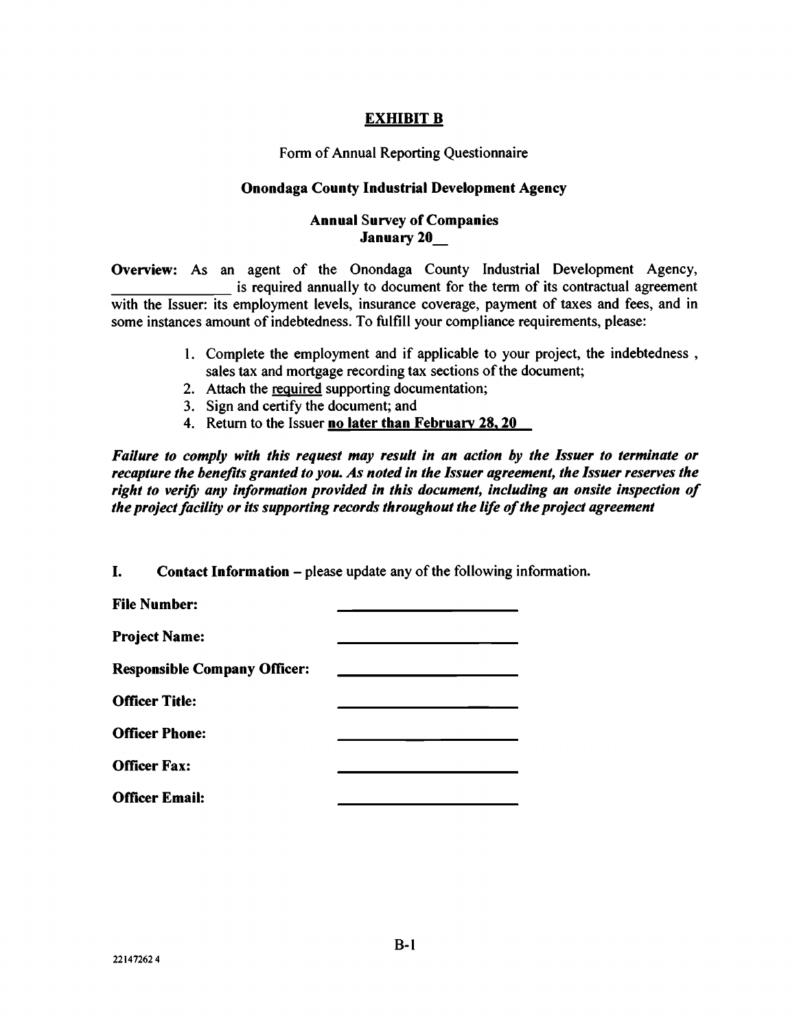## EXHIBIT B

Form of Annual Reporting Questionnaire

**Onondaga County Industrial Development Agency**

**Annual Survey of Companies**
**January 20__**

**Overview:** As an agent of the Onondaga County Industrial Development Agency, _______________ is required annually to document for the term of its contractual agreement with the Issuer: its employment levels, insurance coverage, payment of taxes and fees, and in some instances amount of indebtedness. To fulfill your compliance requirements, please:

1. Complete the employment and if applicable to your project, the indebtedness , sales tax and mortgage recording tax sections of the document;
2. Attach the required supporting documentation;
3. Sign and certify the document; and
4. Return to the Issuer **no later than February 28, 20__**

***Failure to comply with this request may result in an action by the Issuer to terminate or recapture the benefits granted to you. As noted in the Issuer agreement, the Issuer reserves the right to verify any information provided in this document, including an onsite inspection of the project facility or its supporting records throughout the life of the project agreement***

**I. Contact Information** – please update any of the following information.

**File Number:** ______________________

**Project Name:** ______________________

**Responsible Company Officer:** ______________________

**Officer Title:** ______________________

**Officer Phone:** ______________________

**Officer Fax:** ______________________

**Officer Email:** ______________________

22147262 4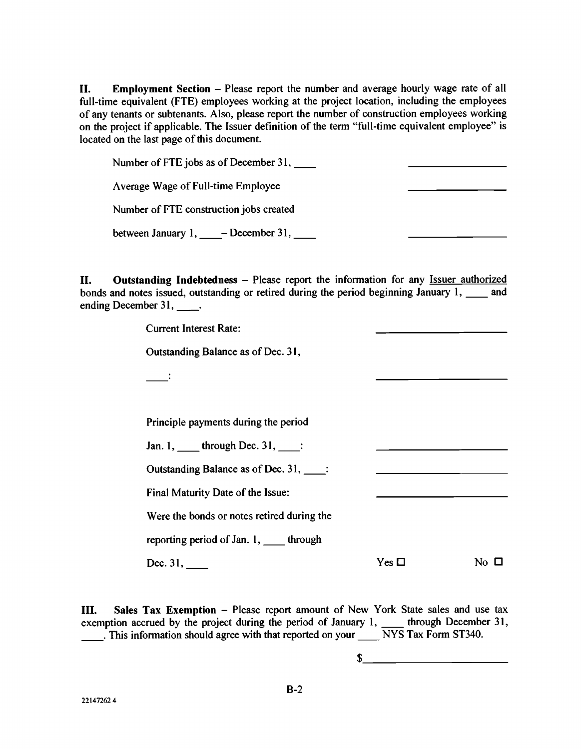**II. Employment Section** – Please report the number and average hourly wage rate of all full-time equivalent (FTE) employees working at the project location, including the employees of any tenants or subtenants. Also, please report the number of construction employees working on the project if applicable. The Issuer definition of the term "full-time equivalent employee" is located on the last page of this document.

Number of FTE jobs as of December 31, ____ ________________

Average Wage of Full-time Employee ________________

Number of FTE construction jobs created

between January 1, ____ – December 31, ____ ________________

**II. Outstanding Indebtedness** – Please report the information for any Issuer authorized bonds and notes issued, outstanding or retired during the period beginning January 1, ____ and ending December 31, ____.

Current Interest Rate: ____________________

Outstanding Balance as of Dec. 31,

____: ____________________

Principle payments during the period

Jan. 1, ____ through Dec. 31, ____: ____________________

Outstanding Balance as of Dec. 31, ____: ____________________

Final Maturity Date of the Issue: ____________________

Were the bonds or notes retired during the

reporting period of Jan. 1, ____ through

Dec. 31, ____ Yes ☐ No ☐

**III. Sales Tax Exemption** – Please report amount of New York State sales and use tax exemption accrued by the project during the period of January 1, ____ through December 31, ____. This information should agree with that reported on your ____ NYS Tax Form ST340.

$____________________

B-2

22147262 4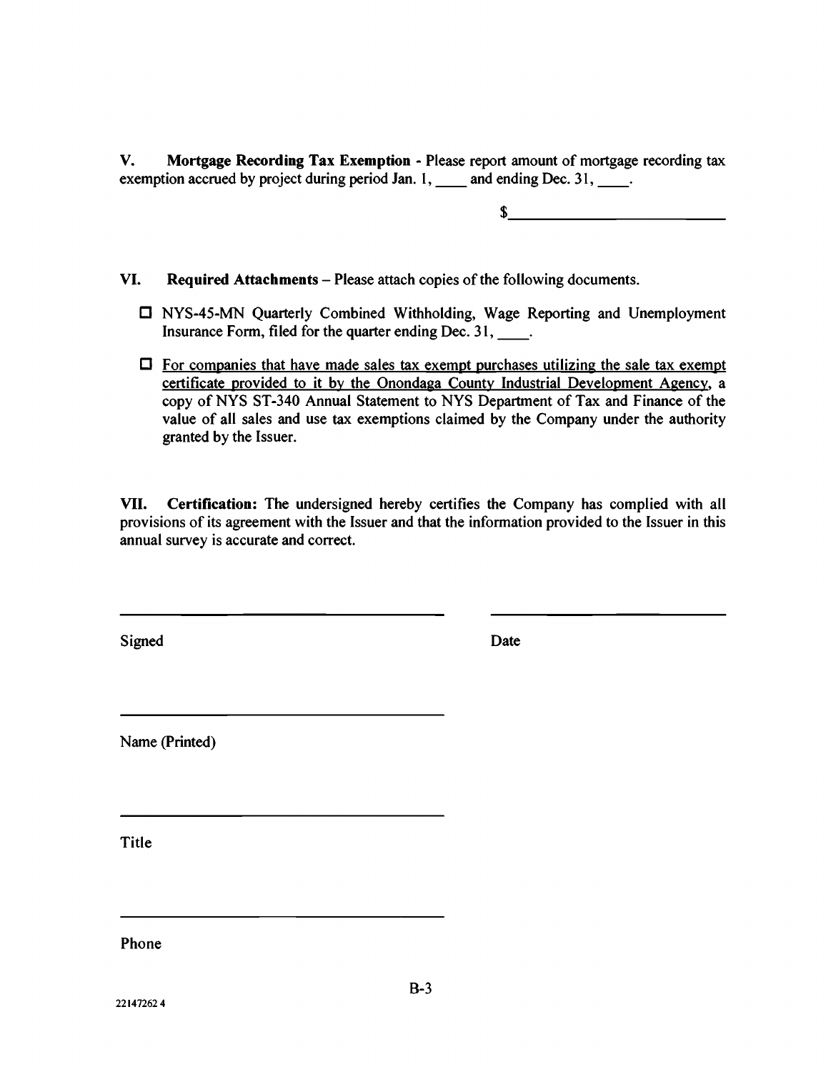**V. Mortgage Recording Tax Exemption** - Please report amount of mortgage recording tax exemption accrued by project during period Jan. 1, ____ and ending Dec. 31, ____.

$________________________

**VI. Required Attachments** – Please attach copies of the following documents.

- ☐ NYS-45-MN Quarterly Combined Withholding, Wage Reporting and Unemployment Insurance Form, filed for the quarter ending Dec. 31, ____.
- ☐ <u>For companies that have made sales tax exempt purchases utilizing the sale tax exempt certificate provided to it by the Onondaga County Industrial Development Agency</u>, a copy of NYS ST-340 Annual Statement to NYS Department of Tax and Finance of the value of all sales and use tax exemptions claimed by the Company under the authority granted by the Issuer.

**VII. Certification:** The undersigned hereby certifies the Company has complied with all provisions of its agreement with the Issuer and that the information provided to the Issuer in this annual survey is accurate and correct.

______________________________ ______________________________

Signed Date

______________________________

Name (Printed)

______________________________

Title

______________________________

Phone

B-3

22147262 4